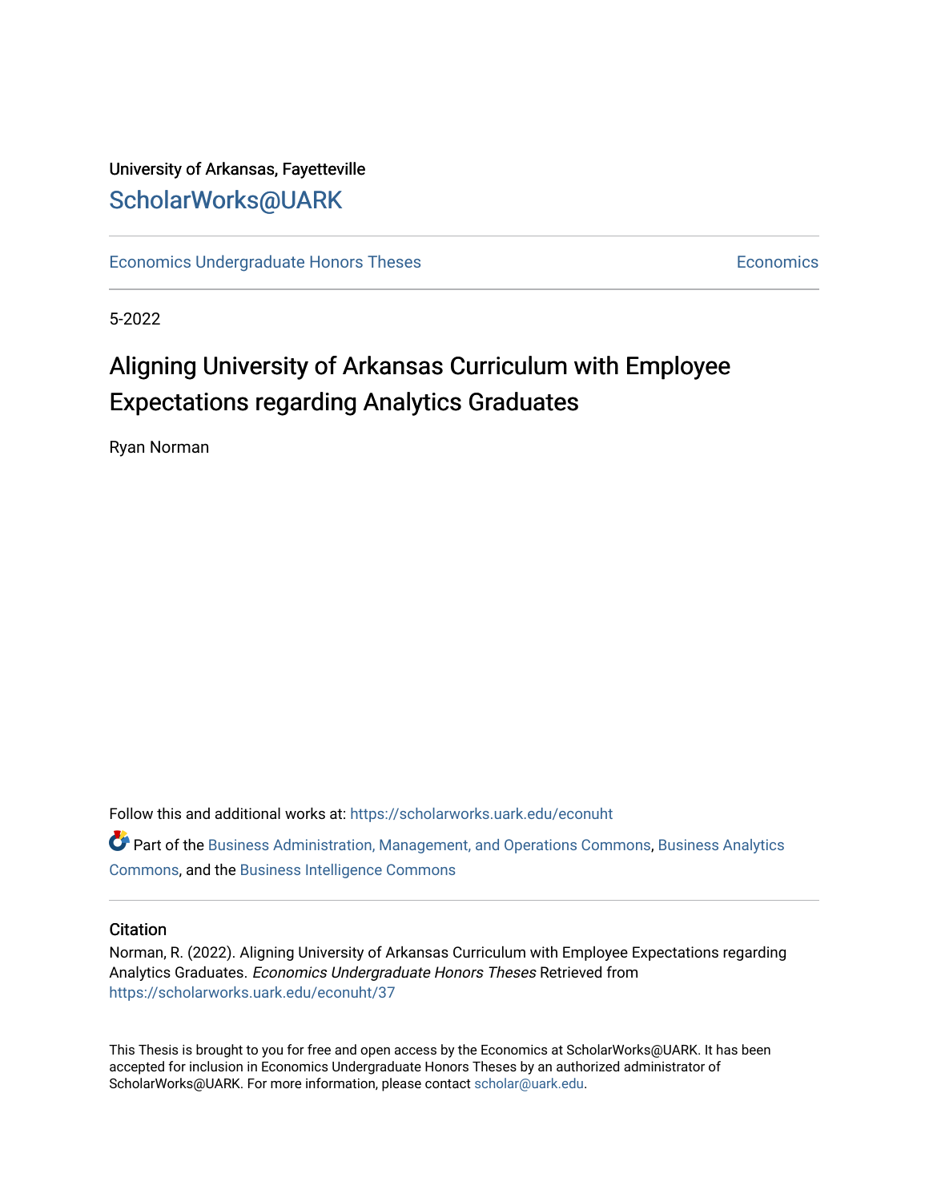University of Arkansas, Fayetteville

ScholarWorks@UARK

Economics Undergraduate Honors Theses | Economics

5-2022

# Aligning University of Arkansas Curriculum with Employee Expectations regarding Analytics Graduates

Ryan Norman

Follow this and additional works at: https://scholarworks.uark.edu/econuht

Part of the Business Administration, Management, and Operations Commons, Business Analytics Commons, and the Business Intelligence Commons

## Citation

Norman, R. (2022). Aligning University of Arkansas Curriculum with Employee Expectations regarding Analytics Graduates. *Economics Undergraduate Honors Theses* Retrieved from https://scholarworks.uark.edu/econuht/37

This Thesis is brought to you for free and open access by the Economics at ScholarWorks@UARK. It has been accepted for inclusion in Economics Undergraduate Honors Theses by an authorized administrator of ScholarWorks@UARK. For more information, please contact scholar@uark.edu.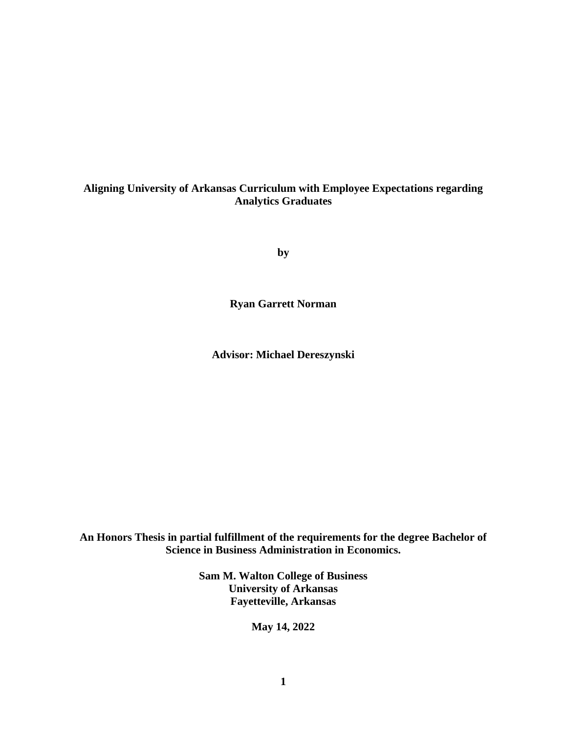**Aligning University of Arkansas Curriculum with Employee Expectations regarding Analytics Graduates**

**by**

**Ryan Garrett Norman**

**Advisor: Michael Dereszynski**

**An Honors Thesis in partial fulfillment of the requirements for the degree Bachelor of Science in Business Administration in Economics.**

**Sam M. Walton College of Business**
**University of Arkansas**
**Fayetteville, Arkansas**

**May 14, 2022**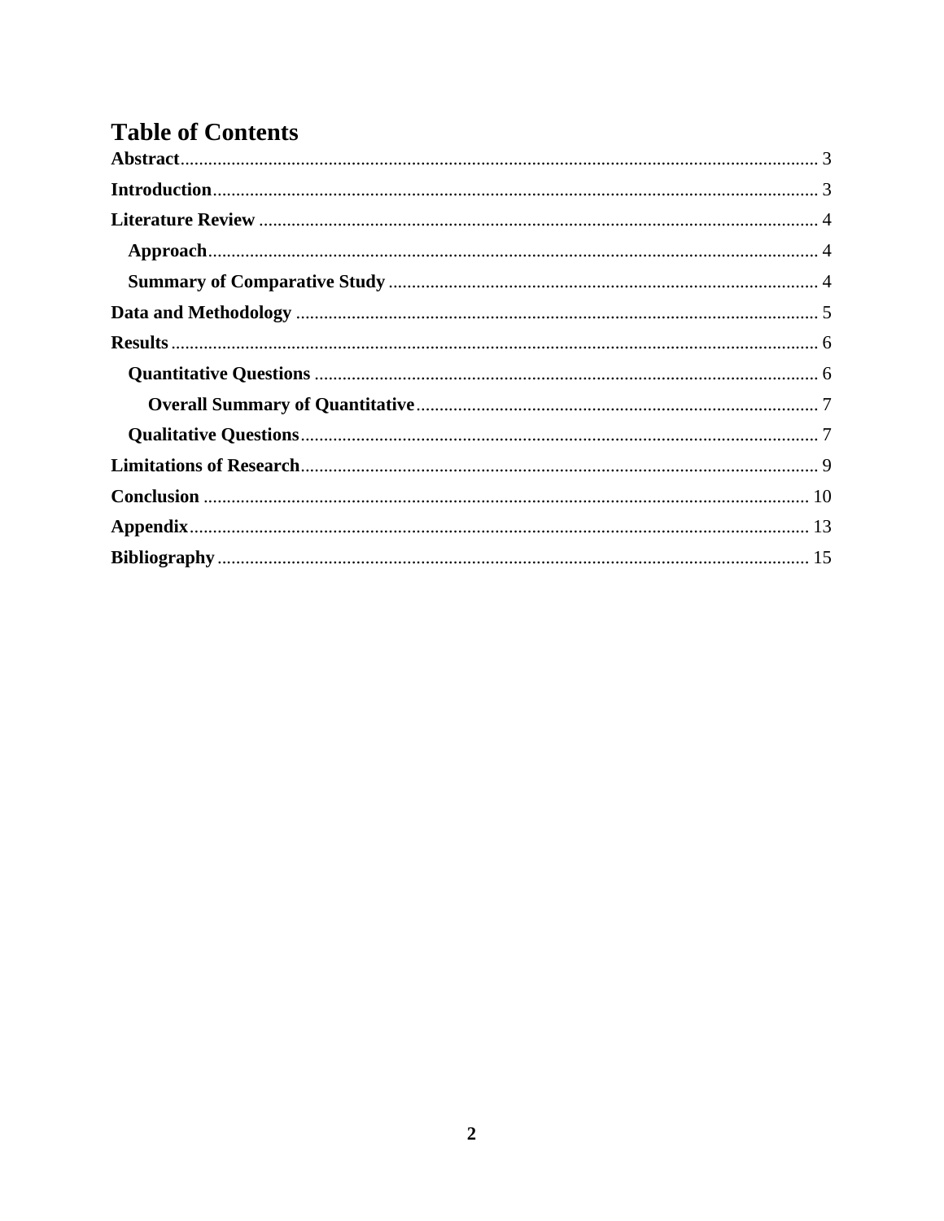# Table of Contents

**Abstract** ........................................................................................................................ 3

**Introduction** .................................................................................................................. 3

**Literature Review** ........................................................................................................ 4

  **Approach** .................................................................................................................. 4

  **Summary of Comparative Study** ............................................................................. 4

**Data and Methodology** ................................................................................................ 5

**Results** .......................................................................................................................... 6

  **Quantitative Questions** ............................................................................................ 6

    **Overall Summary of Quantitative** ...................................................................... 7

  **Qualitative Questions** ............................................................................................... 7

**Limitations of Research** ............................................................................................... 9

**Conclusion** .................................................................................................................. 10

**Appendix** ..................................................................................................................... 13

**Bibliography** ............................................................................................................... 15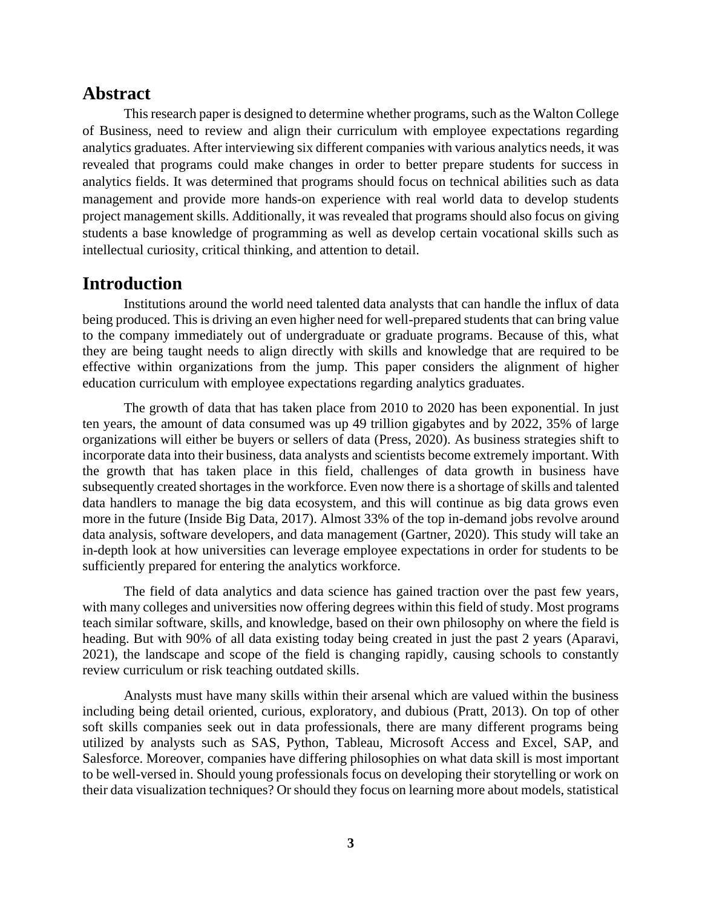## Abstract

This research paper is designed to determine whether programs, such as the Walton College of Business, need to review and align their curriculum with employee expectations regarding analytics graduates. After interviewing six different companies with various analytics needs, it was revealed that programs could make changes in order to better prepare students for success in analytics fields. It was determined that programs should focus on technical abilities such as data management and provide more hands-on experience with real world data to develop students project management skills. Additionally, it was revealed that programs should also focus on giving students a base knowledge of programming as well as develop certain vocational skills such as intellectual curiosity, critical thinking, and attention to detail.

## Introduction

Institutions around the world need talented data analysts that can handle the influx of data being produced. This is driving an even higher need for well-prepared students that can bring value to the company immediately out of undergraduate or graduate programs. Because of this, what they are being taught needs to align directly with skills and knowledge that are required to be effective within organizations from the jump. This paper considers the alignment of higher education curriculum with employee expectations regarding analytics graduates.

The growth of data that has taken place from 2010 to 2020 has been exponential. In just ten years, the amount of data consumed was up 49 trillion gigabytes and by 2022, 35% of large organizations will either be buyers or sellers of data (Press, 2020). As business strategies shift to incorporate data into their business, data analysts and scientists become extremely important. With the growth that has taken place in this field, challenges of data growth in business have subsequently created shortages in the workforce. Even now there is a shortage of skills and talented data handlers to manage the big data ecosystem, and this will continue as big data grows even more in the future (Inside Big Data, 2017). Almost 33% of the top in-demand jobs revolve around data analysis, software developers, and data management (Gartner, 2020). This study will take an in-depth look at how universities can leverage employee expectations in order for students to be sufficiently prepared for entering the analytics workforce.

The field of data analytics and data science has gained traction over the past few years, with many colleges and universities now offering degrees within this field of study. Most programs teach similar software, skills, and knowledge, based on their own philosophy on where the field is heading. But with 90% of all data existing today being created in just the past 2 years (Aparavi, 2021), the landscape and scope of the field is changing rapidly, causing schools to constantly review curriculum or risk teaching outdated skills.

Analysts must have many skills within their arsenal which are valued within the business including being detail oriented, curious, exploratory, and dubious (Pratt, 2013). On top of other soft skills companies seek out in data professionals, there are many different programs being utilized by analysts such as SAS, Python, Tableau, Microsoft Access and Excel, SAP, and Salesforce. Moreover, companies have differing philosophies on what data skill is most important to be well-versed in. Should young professionals focus on developing their storytelling or work on their data visualization techniques? Or should they focus on learning more about models, statistical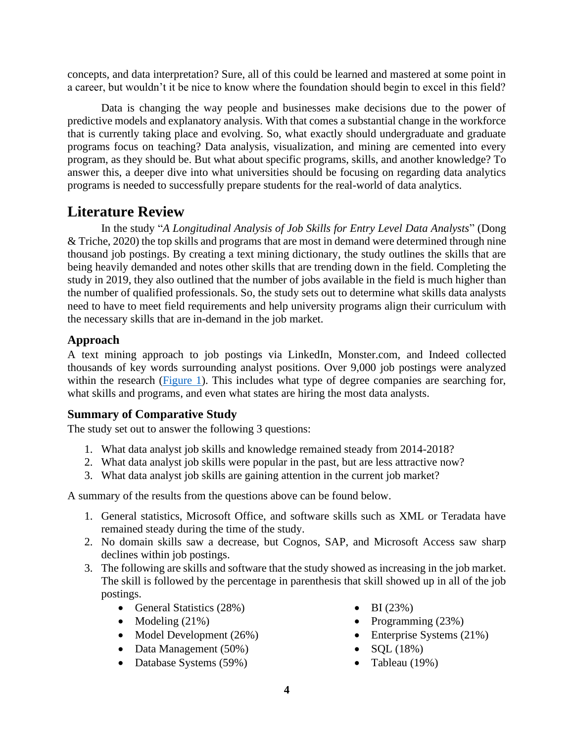concepts, and data interpretation? Sure, all of this could be learned and mastered at some point in a career, but wouldn't it be nice to know where the foundation should begin to excel in this field?

Data is changing the way people and businesses make decisions due to the power of predictive models and explanatory analysis. With that comes a substantial change in the workforce that is currently taking place and evolving. So, what exactly should undergraduate and graduate programs focus on teaching? Data analysis, visualization, and mining are cemented into every program, as they should be. But what about specific programs, skills, and another knowledge? To answer this, a deeper dive into what universities should be focusing on regarding data analytics programs is needed to successfully prepare students for the real-world of data analytics.

## Literature Review

In the study "*A Longitudinal Analysis of Job Skills for Entry Level Data Analysts*" (Dong & Triche, 2020) the top skills and programs that are most in demand were determined through nine thousand job postings. By creating a text mining dictionary, the study outlines the skills that are being heavily demanded and notes other skills that are trending down in the field. Completing the study in 2019, they also outlined that the number of jobs available in the field is much higher than the number of qualified professionals. So, the study sets out to determine what skills data analysts need to have to meet field requirements and help university programs align their curriculum with the necessary skills that are in-demand in the job market.

### Approach

A text mining approach to job postings via LinkedIn, Monster.com, and Indeed collected thousands of key words surrounding analyst positions. Over 9,000 job postings were analyzed within the research (Figure 1). This includes what type of degree companies are searching for, what skills and programs, and even what states are hiring the most data analysts.

### Summary of Comparative Study

The study set out to answer the following 3 questions:

1. What data analyst job skills and knowledge remained steady from 2014-2018?
2. What data analyst job skills were popular in the past, but are less attractive now?
3. What data analyst job skills are gaining attention in the current job market?

A summary of the results from the questions above can be found below.

1. General statistics, Microsoft Office, and software skills such as XML or Teradata have remained steady during the time of the study.
2. No domain skills saw a decrease, but Cognos, SAP, and Microsoft Access saw sharp declines within job postings.
3. The following are skills and software that the study showed as increasing in the job market. The skill is followed by the percentage in parenthesis that skill showed up in all of the job postings.
    - General Statistics (28%)
    - Modeling (21%)
    - Model Development (26%)
    - Data Management (50%)
    - Database Systems (59%)
    - BI (23%)
    - Programming (23%)
    - Enterprise Systems (21%)
    - SQL (18%)
    - Tableau (19%)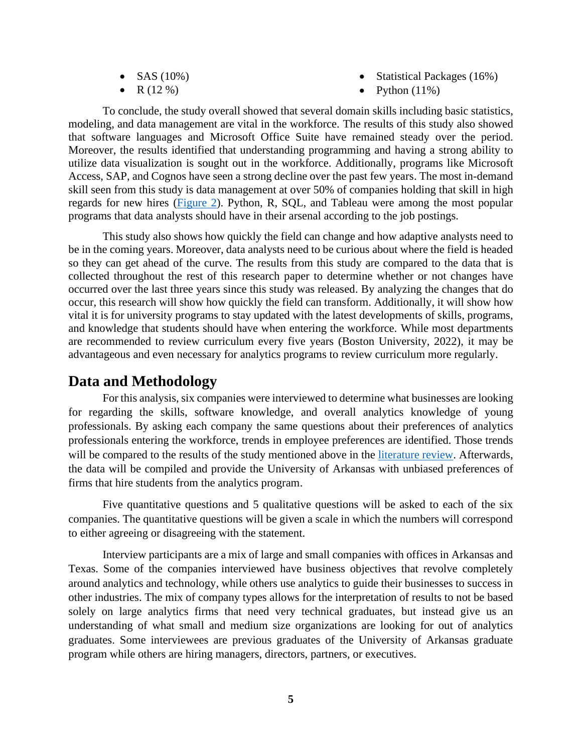- SAS (10%)
- R (12 %)
- Statistical Packages (16%)
- Python (11%)

To conclude, the study overall showed that several domain skills including basic statistics, modeling, and data management are vital in the workforce. The results of this study also showed that software languages and Microsoft Office Suite have remained steady over the period. Moreover, the results identified that understanding programming and having a strong ability to utilize data visualization is sought out in the workforce. Additionally, programs like Microsoft Access, SAP, and Cognos have seen a strong decline over the past few years. The most in-demand skill seen from this study is data management at over 50% of companies holding that skill in high regards for new hires (Figure 2). Python, R, SQL, and Tableau were among the most popular programs that data analysts should have in their arsenal according to the job postings.

This study also shows how quickly the field can change and how adaptive analysts need to be in the coming years. Moreover, data analysts need to be curious about where the field is headed so they can get ahead of the curve. The results from this study are compared to the data that is collected throughout the rest of this research paper to determine whether or not changes have occurred over the last three years since this study was released. By analyzing the changes that do occur, this research will show how quickly the field can transform. Additionally, it will show how vital it is for university programs to stay updated with the latest developments of skills, programs, and knowledge that students should have when entering the workforce. While most departments are recommended to review curriculum every five years (Boston University, 2022), it may be advantageous and even necessary for analytics programs to review curriculum more regularly.

## Data and Methodology

For this analysis, six companies were interviewed to determine what businesses are looking for regarding the skills, software knowledge, and overall analytics knowledge of young professionals. By asking each company the same questions about their preferences of analytics professionals entering the workforce, trends in employee preferences are identified. Those trends will be compared to the results of the study mentioned above in the literature review. Afterwards, the data will be compiled and provide the University of Arkansas with unbiased preferences of firms that hire students from the analytics program.

Five quantitative questions and 5 qualitative questions will be asked to each of the six companies. The quantitative questions will be given a scale in which the numbers will correspond to either agreeing or disagreeing with the statement.

Interview participants are a mix of large and small companies with offices in Arkansas and Texas. Some of the companies interviewed have business objectives that revolve completely around analytics and technology, while others use analytics to guide their businesses to success in other industries. The mix of company types allows for the interpretation of results to not be based solely on large analytics firms that need very technical graduates, but instead give us an understanding of what small and medium size organizations are looking for out of analytics graduates. Some interviewees are previous graduates of the University of Arkansas graduate program while others are hiring managers, directors, partners, or executives.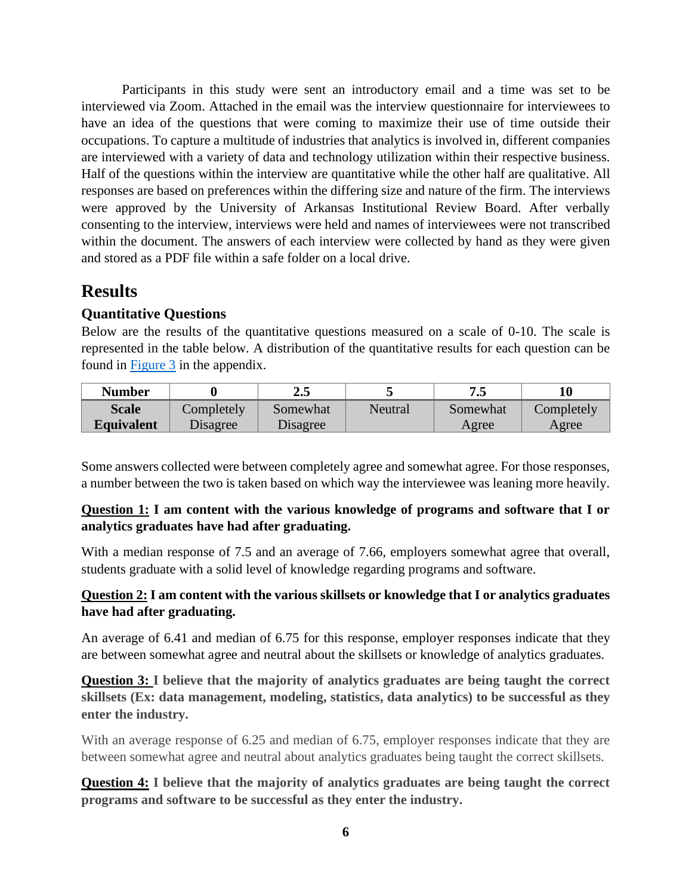Participants in this study were sent an introductory email and a time was set to be interviewed via Zoom. Attached in the email was the interview questionnaire for interviewees to have an idea of the questions that were coming to maximize their use of time outside their occupations. To capture a multitude of industries that analytics is involved in, different companies are interviewed with a variety of data and technology utilization within their respective business. Half of the questions within the interview are quantitative while the other half are qualitative. All responses are based on preferences within the differing size and nature of the firm. The interviews were approved by the University of Arkansas Institutional Review Board. After verbally consenting to the interview, interviews were held and names of interviewees were not transcribed within the document. The answers of each interview were collected by hand as they were given and stored as a PDF file within a safe folder on a local drive.

## Results

### Quantitative Questions

Below are the results of the quantitative questions measured on a scale of 0-10. The scale is represented in the table below. A distribution of the quantitative results for each question can be found in Figure 3 in the appendix.

| Number | 0 | 2.5 | 5 | 7.5 | 10 |
|---|---|---|---|---|---|
| Scale Equivalent | Completely Disagree | Somewhat Disagree | Neutral | Somewhat Agree | Completely Agree |

Some answers collected were between completely agree and somewhat agree. For those responses, a number between the two is taken based on which way the interviewee was leaning more heavily.

**Question 1: I am content with the various knowledge of programs and software that I or analytics graduates have had after graduating.**

With a median response of 7.5 and an average of 7.66, employers somewhat agree that overall, students graduate with a solid level of knowledge regarding programs and software.

**Question 2: I am content with the various skillsets or knowledge that I or analytics graduates have had after graduating.**

An average of 6.41 and median of 6.75 for this response, employer responses indicate that they are between somewhat agree and neutral about the skillsets or knowledge of analytics graduates.

**Question 3: I believe that the majority of analytics graduates are being taught the correct skillsets (Ex: data management, modeling, statistics, data analytics) to be successful as they enter the industry.**

With an average response of 6.25 and median of 6.75, employer responses indicate that they are between somewhat agree and neutral about analytics graduates being taught the correct skillsets.

**Question 4: I believe that the majority of analytics graduates are being taught the correct programs and software to be successful as they enter the industry.**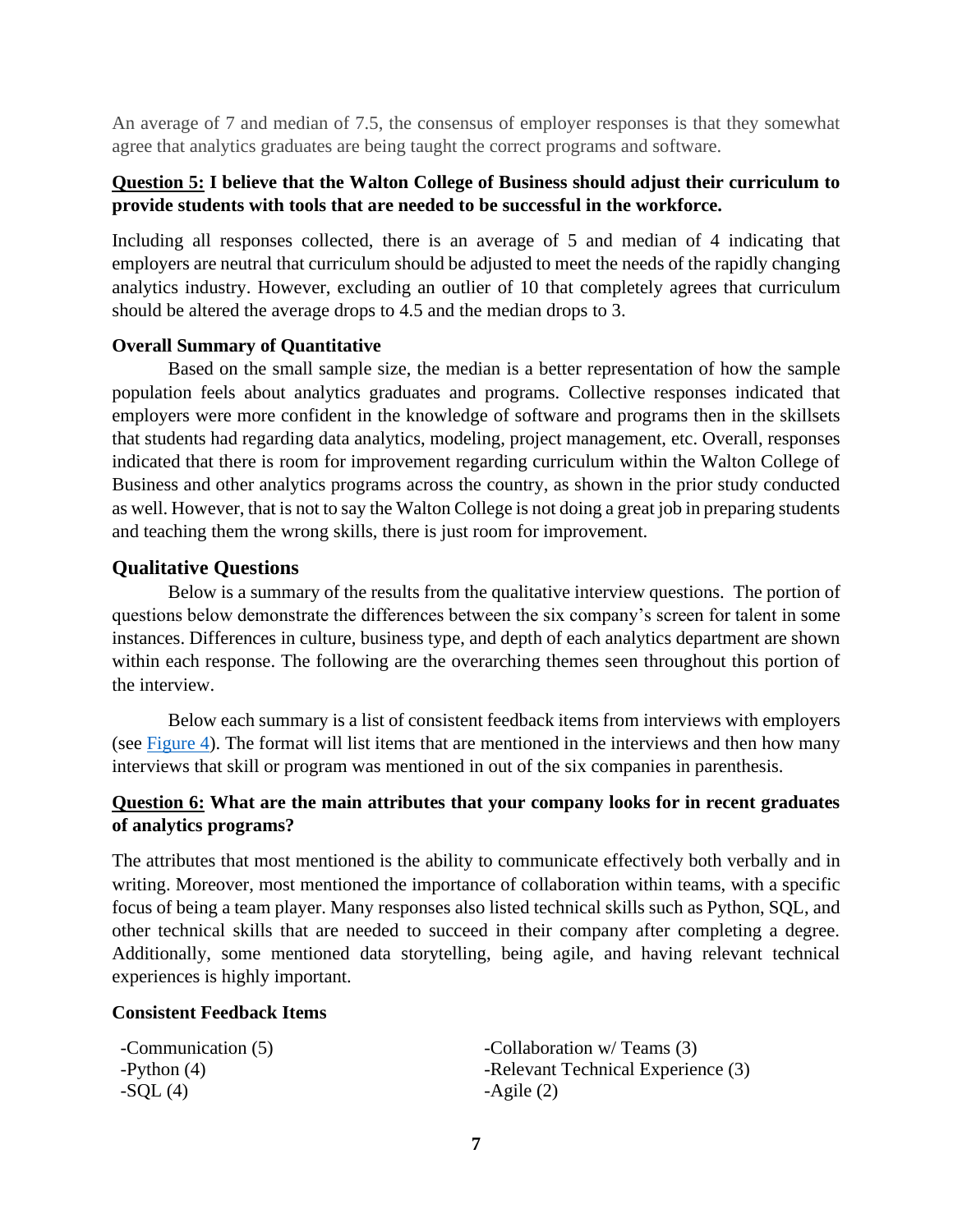An average of 7 and median of 7.5, the consensus of employer responses is that they somewhat agree that analytics graduates are being taught the correct programs and software.

**<u>Question 5:</u> I believe that the Walton College of Business should adjust their curriculum to provide students with tools that are needed to be successful in the workforce.**

Including all responses collected, there is an average of 5 and median of 4 indicating that employers are neutral that curriculum should be adjusted to meet the needs of the rapidly changing analytics industry. However, excluding an outlier of 10 that completely agrees that curriculum should be altered the average drops to 4.5 and the median drops to 3.

**Overall Summary of Quantitative**

Based on the small sample size, the median is a better representation of how the sample population feels about analytics graduates and programs. Collective responses indicated that employers were more confident in the knowledge of software and programs then in the skillsets that students had regarding data analytics, modeling, project management, etc. Overall, responses indicated that there is room for improvement regarding curriculum within the Walton College of Business and other analytics programs across the country, as shown in the prior study conducted as well. However, that is not to say the Walton College is not doing a great job in preparing students and teaching them the wrong skills, there is just room for improvement.

## Qualitative Questions

Below is a summary of the results from the qualitative interview questions. The portion of questions below demonstrate the differences between the six company's screen for talent in some instances. Differences in culture, business type, and depth of each analytics department are shown within each response. The following are the overarching themes seen throughout this portion of the interview.

Below each summary is a list of consistent feedback items from interviews with employers (see Figure 4). The format will list items that are mentioned in the interviews and then how many interviews that skill or program was mentioned in out of the six companies in parenthesis.

**<u>Question 6:</u> What are the main attributes that your company looks for in recent graduates of analytics programs?**

The attributes that most mentioned is the ability to communicate effectively both verbally and in writing. Moreover, most mentioned the importance of collaboration within teams, with a specific focus of being a team player. Many responses also listed technical skills such as Python, SQL, and other technical skills that are needed to succeed in their company after completing a degree. Additionally, some mentioned data storytelling, being agile, and having relevant technical experiences is highly important.

**Consistent Feedback Items**

-Communication (5)
-Python (4)
-SQL (4)
-Collaboration w/ Teams (3)
-Relevant Technical Experience (3)
-Agile (2)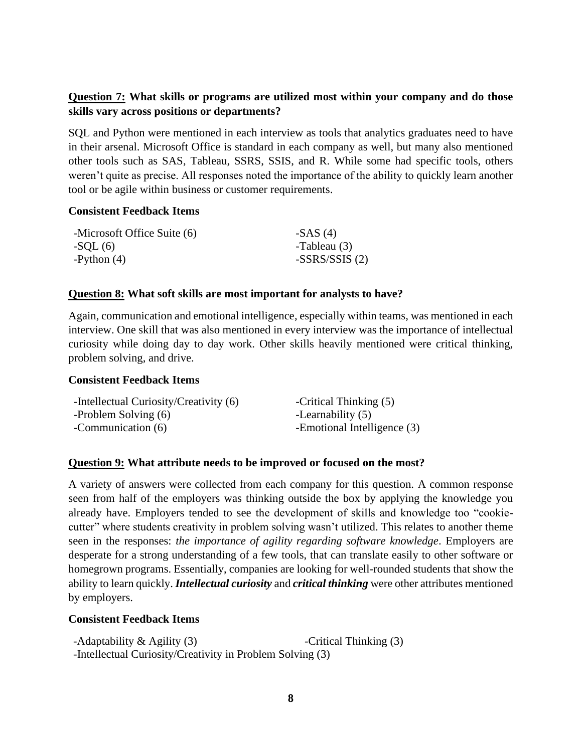**Question 7:** **What skills or programs are utilized most within your company and do those skills vary across positions or departments?**

SQL and Python were mentioned in each interview as tools that analytics graduates need to have in their arsenal. Microsoft Office is standard in each company as well, but many also mentioned other tools such as SAS, Tableau, SSRS, SSIS, and R. While some had specific tools, others weren't quite as precise. All responses noted the importance of the ability to quickly learn another tool or be agile within business or customer requirements.

**Consistent Feedback Items**

-Microsoft Office Suite (6)
-SQL (6)
-Python (4)
-SAS (4)
-Tableau (3)
-SSRS/SSIS (2)

**Question 8:** **What soft skills are most important for analysts to have?**

Again, communication and emotional intelligence, especially within teams, was mentioned in each interview. One skill that was also mentioned in every interview was the importance of intellectual curiosity while doing day to day work. Other skills heavily mentioned were critical thinking, problem solving, and drive.

**Consistent Feedback Items**

-Intellectual Curiosity/Creativity (6)
-Problem Solving (6)
-Communication (6)
-Critical Thinking (5)
-Learnability (5)
-Emotional Intelligence (3)

**Question 9:** **What attribute needs to be improved or focused on the most?**

A variety of answers were collected from each company for this question. A common response seen from half of the employers was thinking outside the box by applying the knowledge you already have. Employers tended to see the development of skills and knowledge too "cookie-cutter" where students creativity in problem solving wasn't utilized. This relates to another theme seen in the responses: *the importance of agility regarding software knowledge*. Employers are desperate for a strong understanding of a few tools, that can translate easily to other software or homegrown programs. Essentially, companies are looking for well-rounded students that show the ability to learn quickly. ***Intellectual curiosity*** and ***critical thinking*** were other attributes mentioned by employers.

**Consistent Feedback Items**

-Adaptability & Agility (3)
-Critical Thinking (3)
-Intellectual Curiosity/Creativity in Problem Solving (3)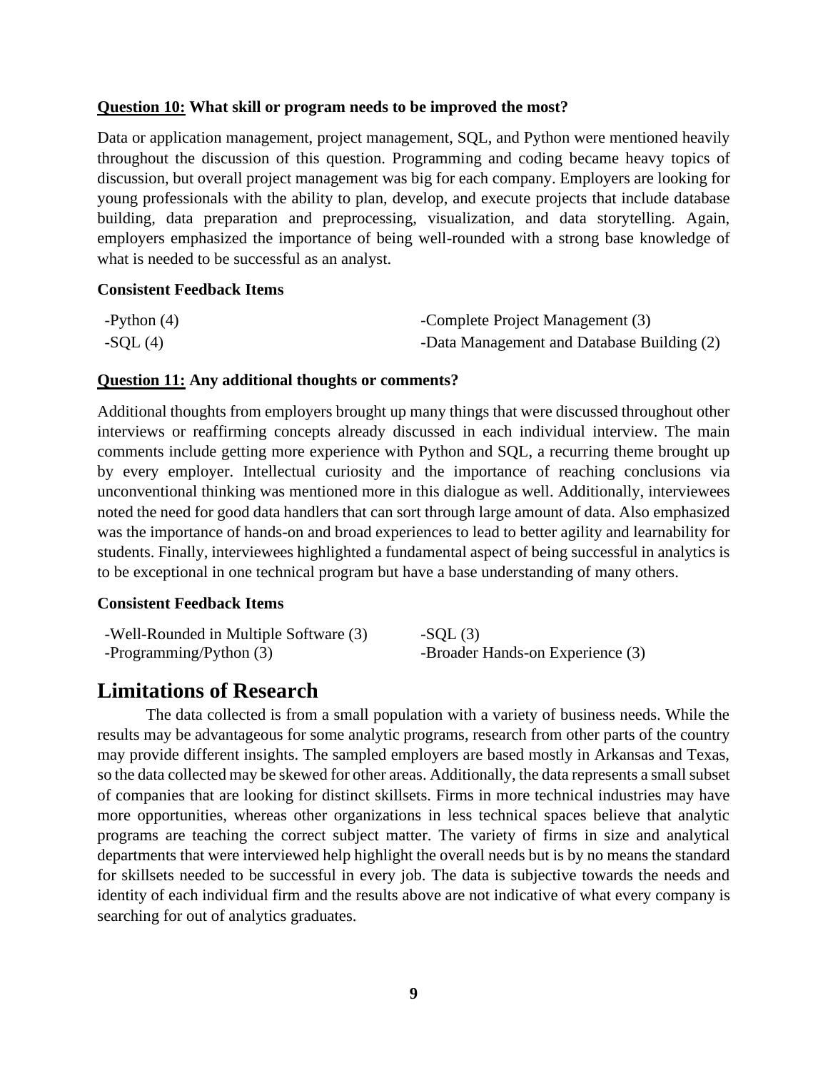**<u>Question 10:</u> What skill or program needs to be improved the most?**

Data or application management, project management, SQL, and Python were mentioned heavily throughout the discussion of this question. Programming and coding became heavy topics of discussion, but overall project management was big for each company. Employers are looking for young professionals with the ability to plan, develop, and execute projects that include database building, data preparation and preprocessing, visualization, and data storytelling. Again, employers emphasized the importance of being well-rounded with a strong base knowledge of what is needed to be successful as an analyst.

**Consistent Feedback Items**

| | |
|---|---|
| -Python (4) | -Complete Project Management (3) |
| -SQL (4) | -Data Management and Database Building (2) |

**<u>Question 11:</u> Any additional thoughts or comments?**

Additional thoughts from employers brought up many things that were discussed throughout other interviews or reaffirming concepts already discussed in each individual interview. The main comments include getting more experience with Python and SQL, a recurring theme brought up by every employer. Intellectual curiosity and the importance of reaching conclusions via unconventional thinking was mentioned more in this dialogue as well. Additionally, interviewees noted the need for good data handlers that can sort through large amount of data. Also emphasized was the importance of hands-on and broad experiences to lead to better agility and learnability for students. Finally, interviewees highlighted a fundamental aspect of being successful in analytics is to be exceptional in one technical program but have a base understanding of many others.

**Consistent Feedback Items**

| | |
|---|---|
| -Well-Rounded in Multiple Software (3) | -SQL (3) |
| -Programming/Python (3) | -Broader Hands-on Experience (3) |

# Limitations of Research

The data collected is from a small population with a variety of business needs. While the results may be advantageous for some analytic programs, research from other parts of the country may provide different insights. The sampled employers are based mostly in Arkansas and Texas, so the data collected may be skewed for other areas. Additionally, the data represents a small subset of companies that are looking for distinct skillsets. Firms in more technical industries may have more opportunities, whereas other organizations in less technical spaces believe that analytic programs are teaching the correct subject matter. The variety of firms in size and analytical departments that were interviewed help highlight the overall needs but is by no means the standard for skillsets needed to be successful in every job. The data is subjective towards the needs and identity of each individual firm and the results above are not indicative of what every company is searching for out of analytics graduates.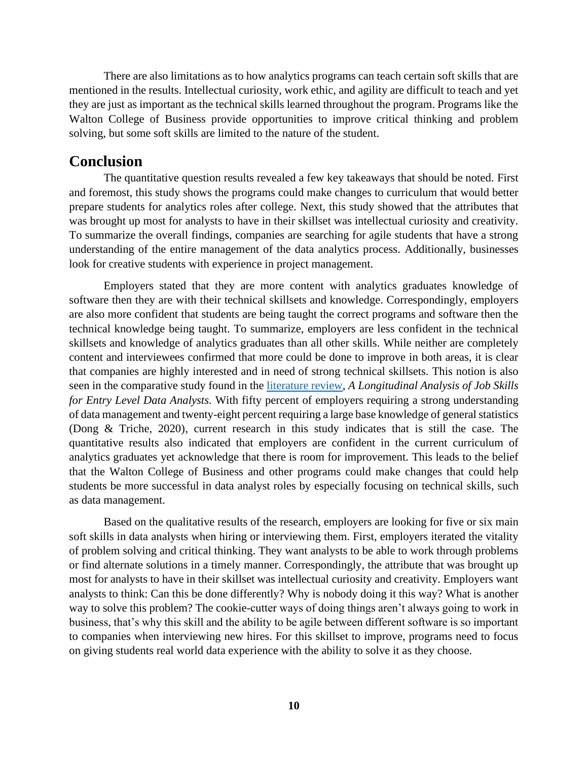There are also limitations as to how analytics programs can teach certain soft skills that are mentioned in the results. Intellectual curiosity, work ethic, and agility are difficult to teach and yet they are just as important as the technical skills learned throughout the program. Programs like the Walton College of Business provide opportunities to improve critical thinking and problem solving, but some soft skills are limited to the nature of the student.

## Conclusion

The quantitative question results revealed a few key takeaways that should be noted. First and foremost, this study shows the programs could make changes to curriculum that would better prepare students for analytics roles after college. Next, this study showed that the attributes that was brought up most for analysts to have in their skillset was intellectual curiosity and creativity. To summarize the overall findings, companies are searching for agile students that have a strong understanding of the entire management of the data analytics process. Additionally, businesses look for creative students with experience in project management.

Employers stated that they are more content with analytics graduates knowledge of software then they are with their technical skillsets and knowledge. Correspondingly, employers are also more confident that students are being taught the correct programs and software then the technical knowledge being taught. To summarize, employers are less confident in the technical skillsets and knowledge of analytics graduates than all other skills. While neither are completely content and interviewees confirmed that more could be done to improve in both areas, it is clear that companies are highly interested and in need of strong technical skillsets. This notion is also seen in the comparative study found in the literature review, *A Longitudinal Analysis of Job Skills for Entry Level Data Analysts.* With fifty percent of employers requiring a strong understanding of data management and twenty-eight percent requiring a large base knowledge of general statistics (Dong & Triche, 2020), current research in this study indicates that is still the case. The quantitative results also indicated that employers are confident in the current curriculum of analytics graduates yet acknowledge that there is room for improvement. This leads to the belief that the Walton College of Business and other programs could make changes that could help students be more successful in data analyst roles by especially focusing on technical skills, such as data management.

Based on the qualitative results of the research, employers are looking for five or six main soft skills in data analysts when hiring or interviewing them. First, employers iterated the vitality of problem solving and critical thinking. They want analysts to be able to work through problems or find alternate solutions in a timely manner. Correspondingly, the attribute that was brought up most for analysts to have in their skillset was intellectual curiosity and creativity. Employers want analysts to think: Can this be done differently? Why is nobody doing it this way? What is another way to solve this problem? The cookie-cutter ways of doing things aren't always going to work in business, that's why this skill and the ability to be agile between different software is so important to companies when interviewing new hires. For this skillset to improve, programs need to focus on giving students real world data experience with the ability to solve it as they choose.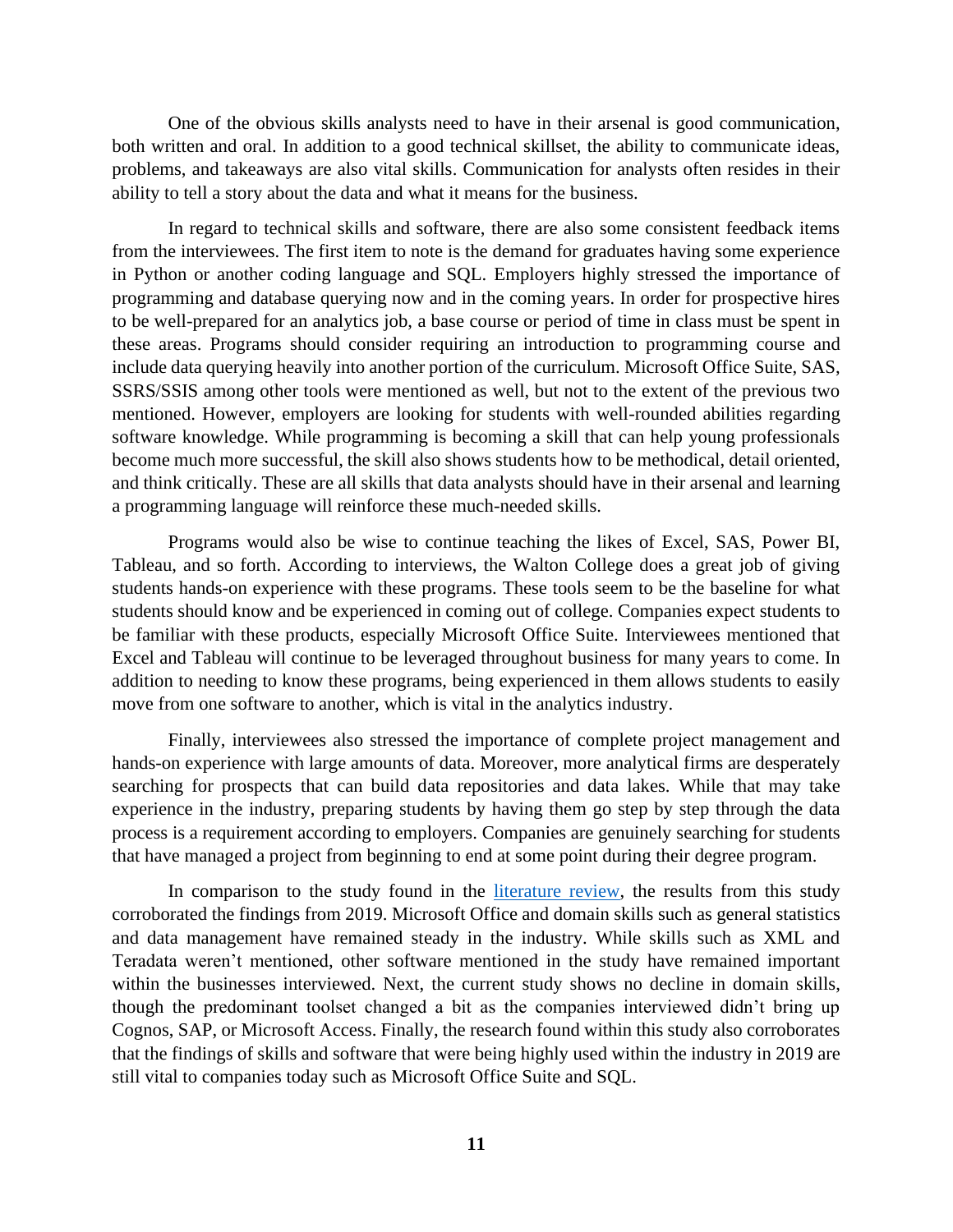One of the obvious skills analysts need to have in their arsenal is good communication, both written and oral. In addition to a good technical skillset, the ability to communicate ideas, problems, and takeaways are also vital skills. Communication for analysts often resides in their ability to tell a story about the data and what it means for the business.

In regard to technical skills and software, there are also some consistent feedback items from the interviewees. The first item to note is the demand for graduates having some experience in Python or another coding language and SQL. Employers highly stressed the importance of programming and database querying now and in the coming years. In order for prospective hires to be well-prepared for an analytics job, a base course or period of time in class must be spent in these areas. Programs should consider requiring an introduction to programming course and include data querying heavily into another portion of the curriculum. Microsoft Office Suite, SAS, SSRS/SSIS among other tools were mentioned as well, but not to the extent of the previous two mentioned. However, employers are looking for students with well-rounded abilities regarding software knowledge. While programming is becoming a skill that can help young professionals become much more successful, the skill also shows students how to be methodical, detail oriented, and think critically. These are all skills that data analysts should have in their arsenal and learning a programming language will reinforce these much-needed skills.

Programs would also be wise to continue teaching the likes of Excel, SAS, Power BI, Tableau, and so forth. According to interviews, the Walton College does a great job of giving students hands-on experience with these programs. These tools seem to be the baseline for what students should know and be experienced in coming out of college. Companies expect students to be familiar with these products, especially Microsoft Office Suite. Interviewees mentioned that Excel and Tableau will continue to be leveraged throughout business for many years to come. In addition to needing to know these programs, being experienced in them allows students to easily move from one software to another, which is vital in the analytics industry.

Finally, interviewees also stressed the importance of complete project management and hands-on experience with large amounts of data. Moreover, more analytical firms are desperately searching for prospects that can build data repositories and data lakes. While that may take experience in the industry, preparing students by having them go step by step through the data process is a requirement according to employers. Companies are genuinely searching for students that have managed a project from beginning to end at some point during their degree program.

In comparison to the study found in the literature review, the results from this study corroborated the findings from 2019. Microsoft Office and domain skills such as general statistics and data management have remained steady in the industry. While skills such as XML and Teradata weren't mentioned, other software mentioned in the study have remained important within the businesses interviewed. Next, the current study shows no decline in domain skills, though the predominant toolset changed a bit as the companies interviewed didn't bring up Cognos, SAP, or Microsoft Access. Finally, the research found within this study also corroborates that the findings of skills and software that were being highly used within the industry in 2019 are still vital to companies today such as Microsoft Office Suite and SQL.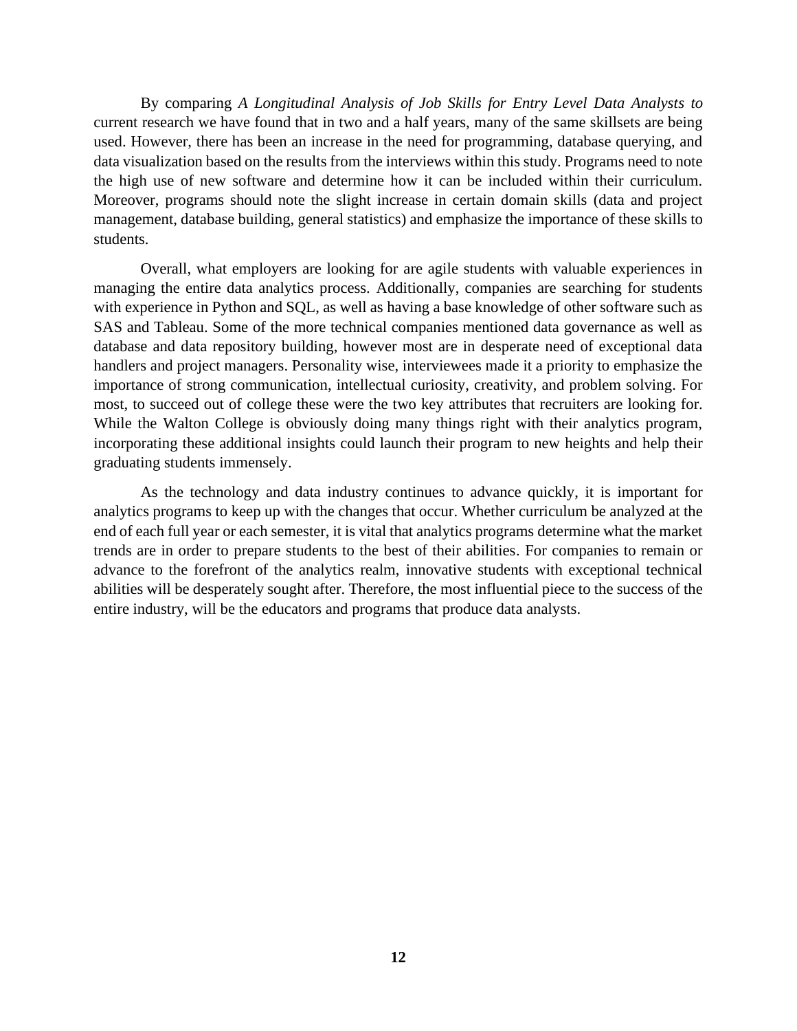By comparing *A Longitudinal Analysis of Job Skills for Entry Level Data Analysts to* current research we have found that in two and a half years, many of the same skillsets are being used. However, there has been an increase in the need for programming, database querying, and data visualization based on the results from the interviews within this study. Programs need to note the high use of new software and determine how it can be included within their curriculum. Moreover, programs should note the slight increase in certain domain skills (data and project management, database building, general statistics) and emphasize the importance of these skills to students.

Overall, what employers are looking for are agile students with valuable experiences in managing the entire data analytics process. Additionally, companies are searching for students with experience in Python and SQL, as well as having a base knowledge of other software such as SAS and Tableau. Some of the more technical companies mentioned data governance as well as database and data repository building, however most are in desperate need of exceptional data handlers and project managers. Personality wise, interviewees made it a priority to emphasize the importance of strong communication, intellectual curiosity, creativity, and problem solving. For most, to succeed out of college these were the two key attributes that recruiters are looking for. While the Walton College is obviously doing many things right with their analytics program, incorporating these additional insights could launch their program to new heights and help their graduating students immensely.

As the technology and data industry continues to advance quickly, it is important for analytics programs to keep up with the changes that occur. Whether curriculum be analyzed at the end of each full year or each semester, it is vital that analytics programs determine what the market trends are in order to prepare students to the best of their abilities. For companies to remain or advance to the forefront of the analytics realm, innovative students with exceptional technical abilities will be desperately sought after. Therefore, the most influential piece to the success of the entire industry, will be the educators and programs that produce data analysts.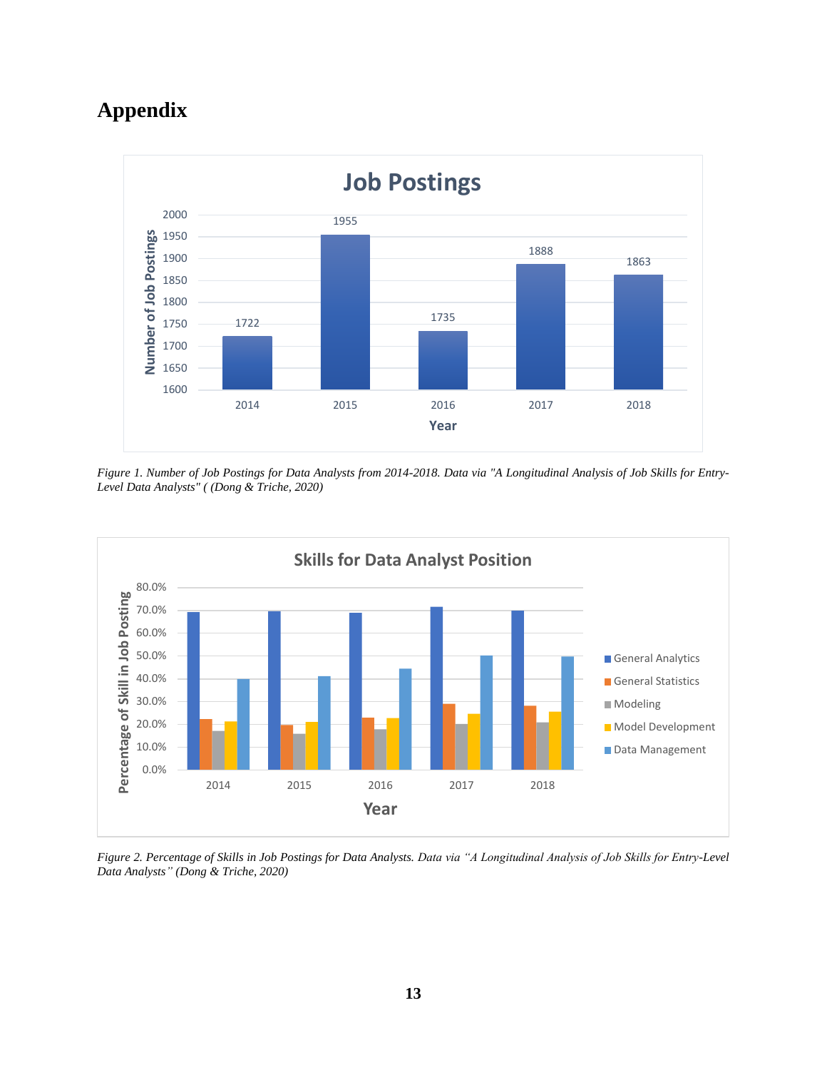# Appendix

*Figure 1. Number of Job Postings for Data Analysts from 2014-2018. Data via "A Longitudinal Analysis of Job Skills for Entry-Level Data Analysts" ( (Dong & Triche, 2020)*

*Figure 2. Percentage of Skills in Job Postings for Data Analysts. Data via "A Longitudinal Analysis of Job Skills for Entry-Level Data Analysts" (Dong & Triche, 2020)*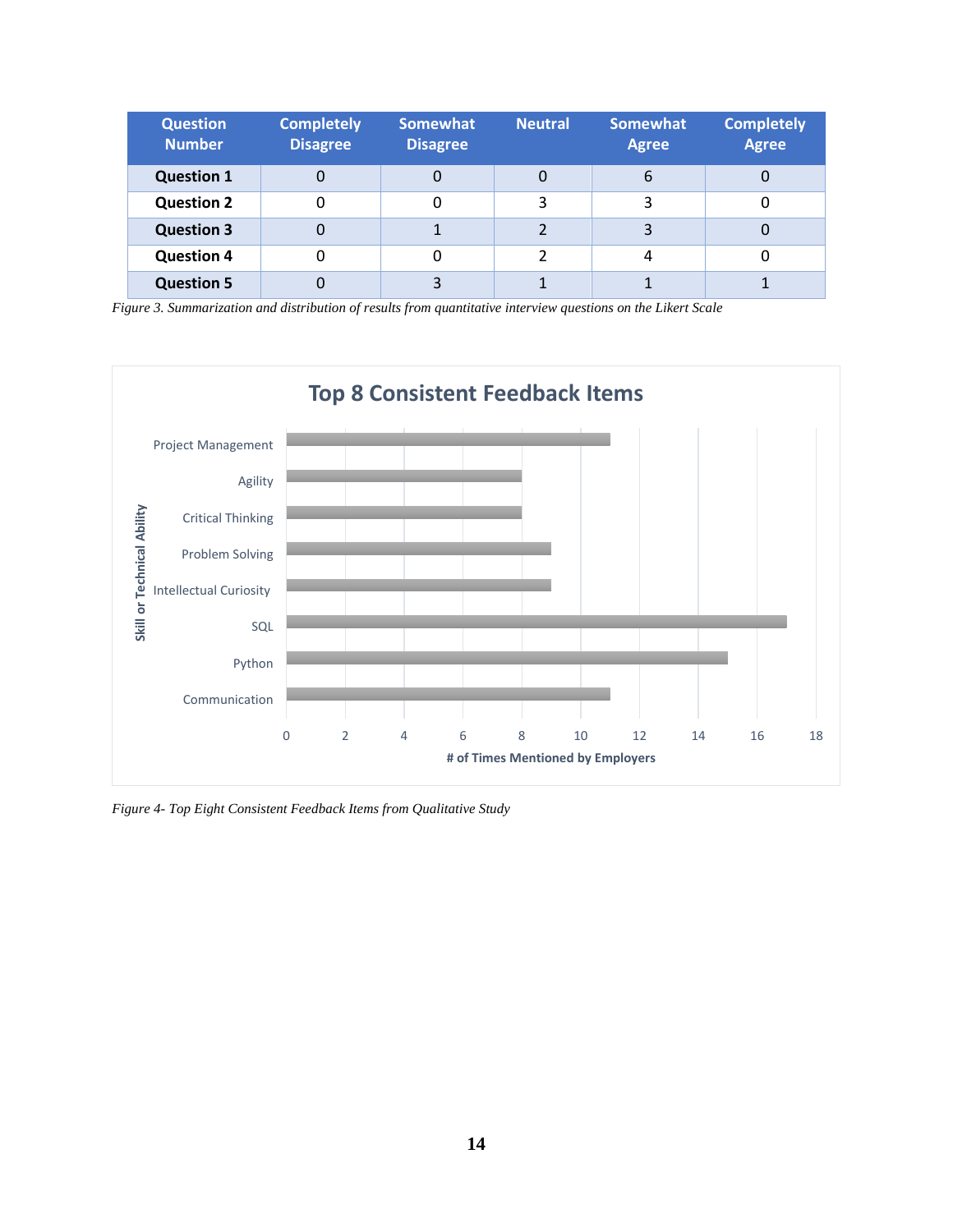| Question Number | Completely Disagree | Somewhat Disagree | Neutral | Somewhat Agree | Completely Agree |
|---|---|---|---|---|---|
| **Question 1** | 0 | 0 | 0 | 6 | 0 |
| **Question 2** | 0 | 0 | 3 | 3 | 0 |
| **Question 3** | 0 | 1 | 2 | 3 | 0 |
| **Question 4** | 0 | 0 | 2 | 4 | 0 |
| **Question 5** | 0 | 3 | 1 | 1 | 1 |

*Figure 3. Summarization and distribution of results from quantitative interview questions on the Likert Scale*

**Top 8 Consistent Feedback Items**

*Figure 4- Top Eight Consistent Feedback Items from Qualitative Study*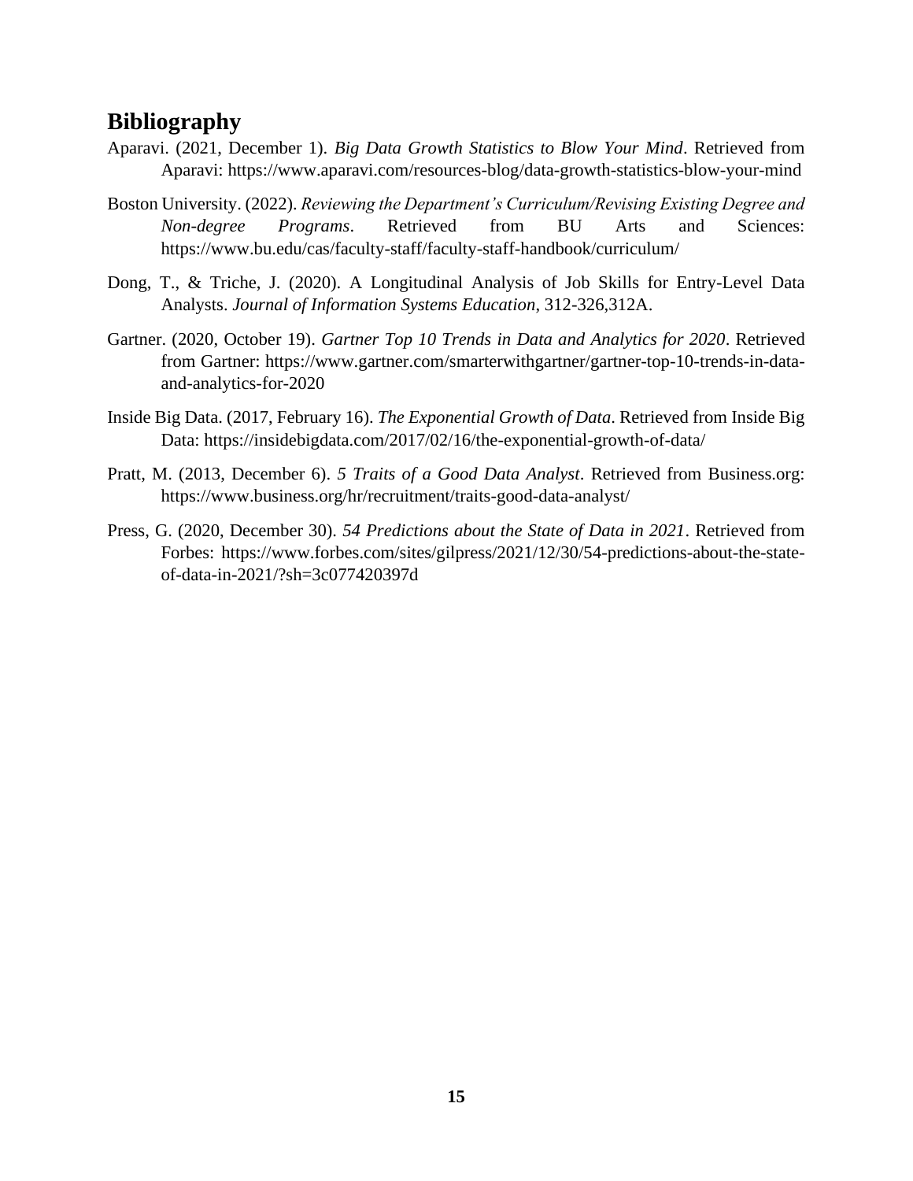## Bibliography

Aparavi. (2021, December 1). *Big Data Growth Statistics to Blow Your Mind*. Retrieved from Aparavi: https://www.aparavi.com/resources-blog/data-growth-statistics-blow-your-mind

Boston University. (2022). *Reviewing the Department's Curriculum/Revising Existing Degree and Non-degree Programs*. Retrieved from BU Arts and Sciences: https://www.bu.edu/cas/faculty-staff/faculty-staff-handbook/curriculum/

Dong, T., & Triche, J. (2020). A Longitudinal Analysis of Job Skills for Entry-Level Data Analysts. *Journal of Information Systems Education*, 312-326,312A.

Gartner. (2020, October 19). *Gartner Top 10 Trends in Data and Analytics for 2020*. Retrieved from Gartner: https://www.gartner.com/smarterwithgartner/gartner-top-10-trends-in-data-and-analytics-for-2020

Inside Big Data. (2017, February 16). *The Exponential Growth of Data*. Retrieved from Inside Big Data: https://insidebigdata.com/2017/02/16/the-exponential-growth-of-data/

Pratt, M. (2013, December 6). *5 Traits of a Good Data Analyst*. Retrieved from Business.org: https://www.business.org/hr/recruitment/traits-good-data-analyst/

Press, G. (2020, December 30). *54 Predictions about the State of Data in 2021*. Retrieved from Forbes: https://www.forbes.com/sites/gilpress/2021/12/30/54-predictions-about-the-state-of-data-in-2021/?sh=3c077420397d